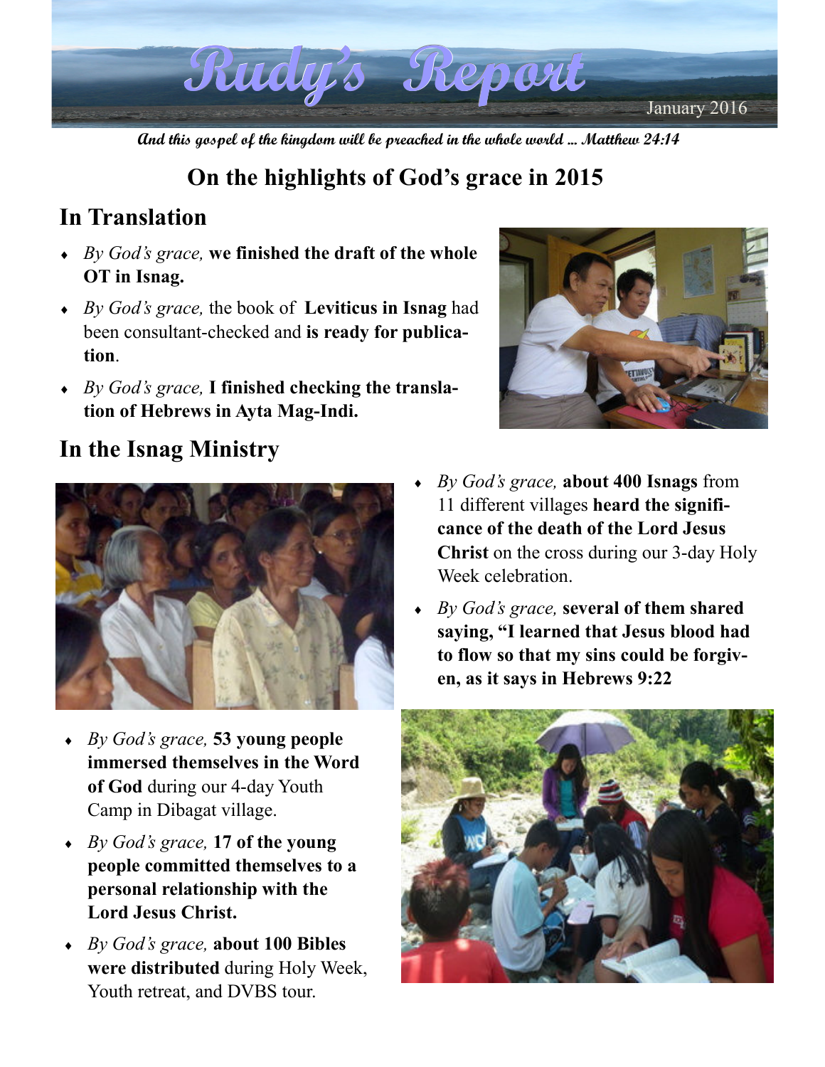# Rudy's Report

January 2016

*And this gospel of the kingdom will be preached in the whole world ... Matthew 24:14*

## On the highlights of God's grace in 2015

### In Translation

- *By God's grace,* **we finished the draft of the whole OT in Isnag.**
- *By God's grace,* the book of **Leviticus in Isnag** had been consultant-checked and **is ready for publication**.
- *By God's grace,* **I finished checking the translation of Hebrews in Ayta Mag-Indi.**

### In the Isnag Ministry

- *By God's grace,* **about 400 Isnags** from 11 different villages **heard the significance of the death of the Lord Jesus Christ** on the cross during our 3-day Holy Week celebration.
- *By God's grace,* **several of them shared saying, "I learned that Jesus blood had to flow so that my sins could be forgiven, as it says in Hebrews 9:22**
- *By God's grace,* **53 young people immersed themselves in the Word of God** during our 4-day Youth Camp in Dibagat village.
- *By God's grace,* **17 of the young people committed themselves to a personal relationship with the Lord Jesus Christ.**
- *By God's grace,* **about 100 Bibles were distributed** during Holy Week, Youth retreat, and DVBS tour.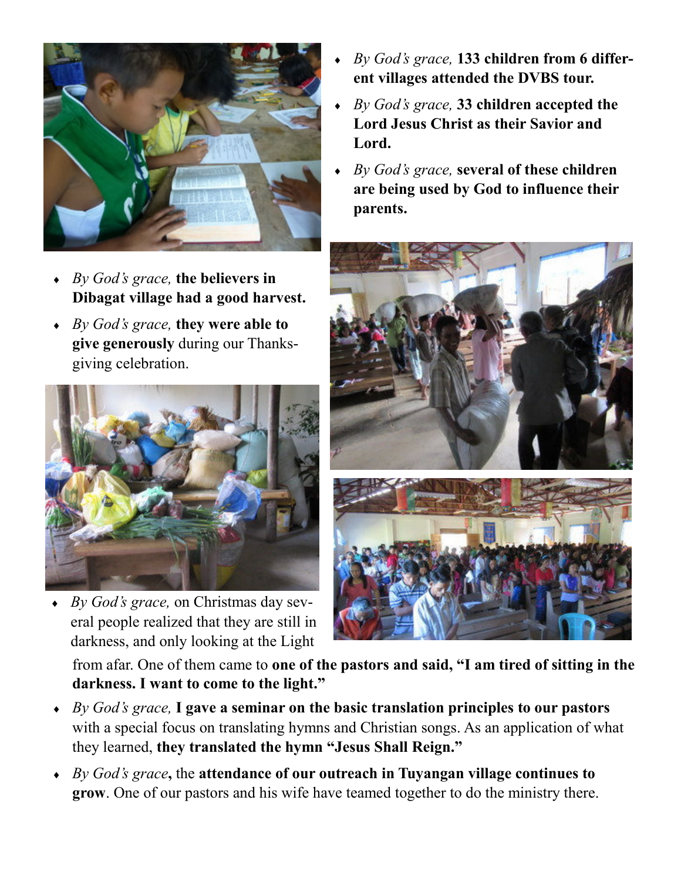- *By God's grace,* **133 children from 6 different villages attended the DVBS tour.**
- *By God's grace,* **33 children accepted the Lord Jesus Christ as their Savior and Lord.**
- *By God's grace,* **several of these children are being used by God to influence their parents.**
- *By God's grace,* **the believers in Dibagat village had a good harvest.**
- *By God's grace,* **they were able to give generously** during our Thanksgiving celebration.
- *By God's grace,* on Christmas day several people realized that they are still in darkness, and only looking at the Light from afar. One of them came to **one of the pastors and said, "I am tired of sitting in the darkness. I want to come to the light."**
- *By God's grace,* **I gave a seminar on the basic translation principles to our pastors** with a special focus on translating hymns and Christian songs. As an application of what they learned, **they translated the hymn "Jesus Shall Reign."**
- *By God's grace***,** the **attendance of our outreach in Tuyangan village continues to grow**. One of our pastors and his wife have teamed together to do the ministry there.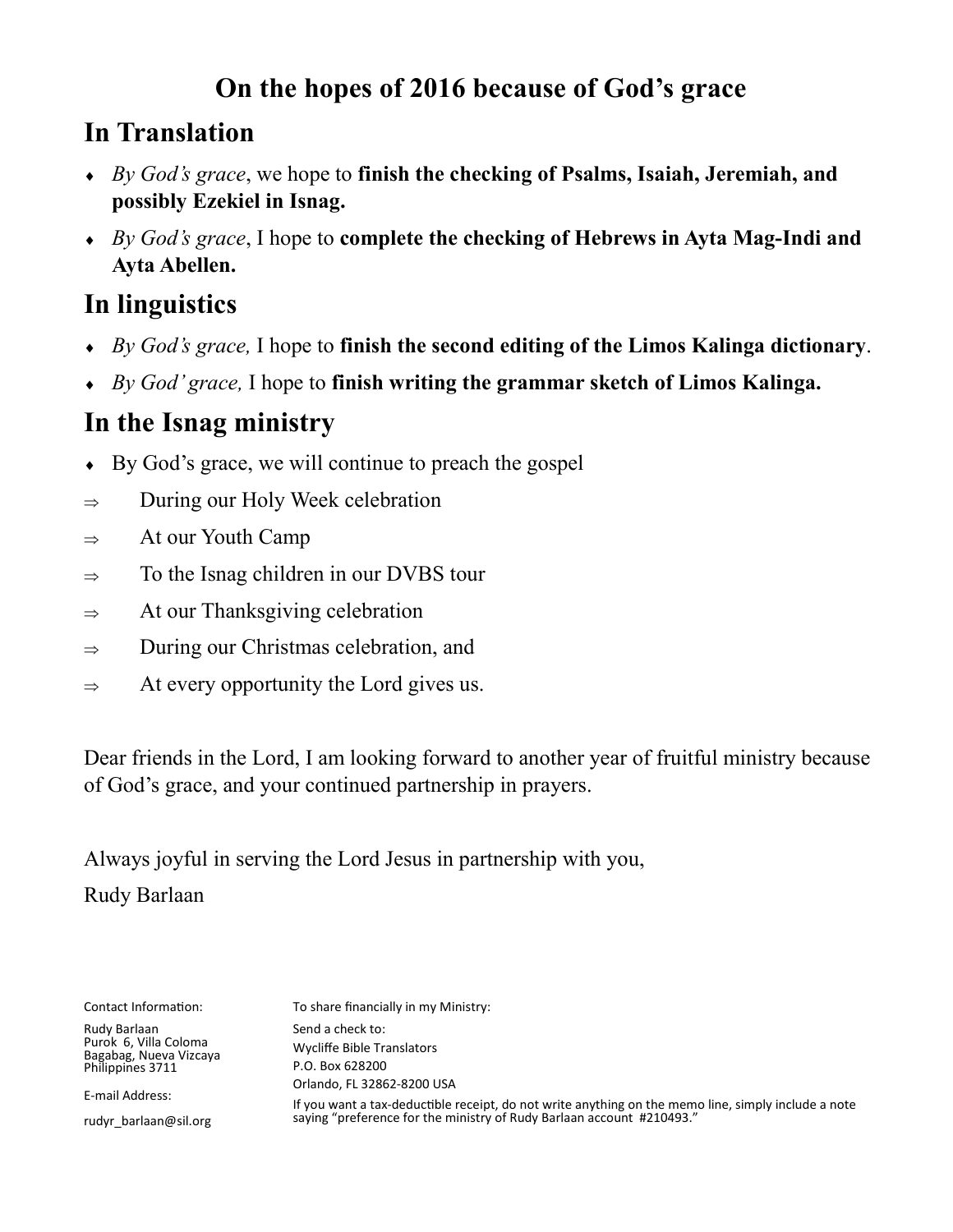# On the hopes of 2016 because of God's grace

## In Translation

- *By God's grace*, we hope to **finish the checking of Psalms, Isaiah, Jeremiah, and possibly Ezekiel in Isnag.**
- *By God's grace*, I hope to **complete the checking of Hebrews in Ayta Mag-Indi and Ayta Abellen.**

## In linguistics

- *By God's grace,* I hope to **finish the second editing of the Limos Kalinga dictionary**.
- *By God' grace,* I hope to **finish writing the grammar sketch of Limos Kalinga.**

## In the Isnag ministry

- By God's grace, we will continue to preach the gospel
  - ⇒ During our Holy Week celebration
  - ⇒ At our Youth Camp
  - ⇒ To the Isnag children in our DVBS tour
  - ⇒ At our Thanksgiving celebration
  - ⇒ During our Christmas celebration, and
  - ⇒ At every opportunity the Lord gives us.

Dear friends in the Lord, I am looking forward to another year of fruitful ministry because of God's grace, and your continued partnership in prayers.

Always joyful in serving the Lord Jesus in partnership with you,

Rudy Barlaan

Contact Information:

Rudy Barlaan
Purok 6, Villa Coloma
Bagabag, Nueva Vizcaya
Philippines 3711

E-mail Address:

rudyr_barlaan@sil.org

To share financially in my Ministry:

Send a check to:
Wycliffe Bible Translators
P.O. Box 628200
Orlando, FL 32862-8200 USA

If you want a tax-deductible receipt, do not write anything on the memo line, simply include a note saying "preference for the ministry of Rudy Barlaan account #210493."